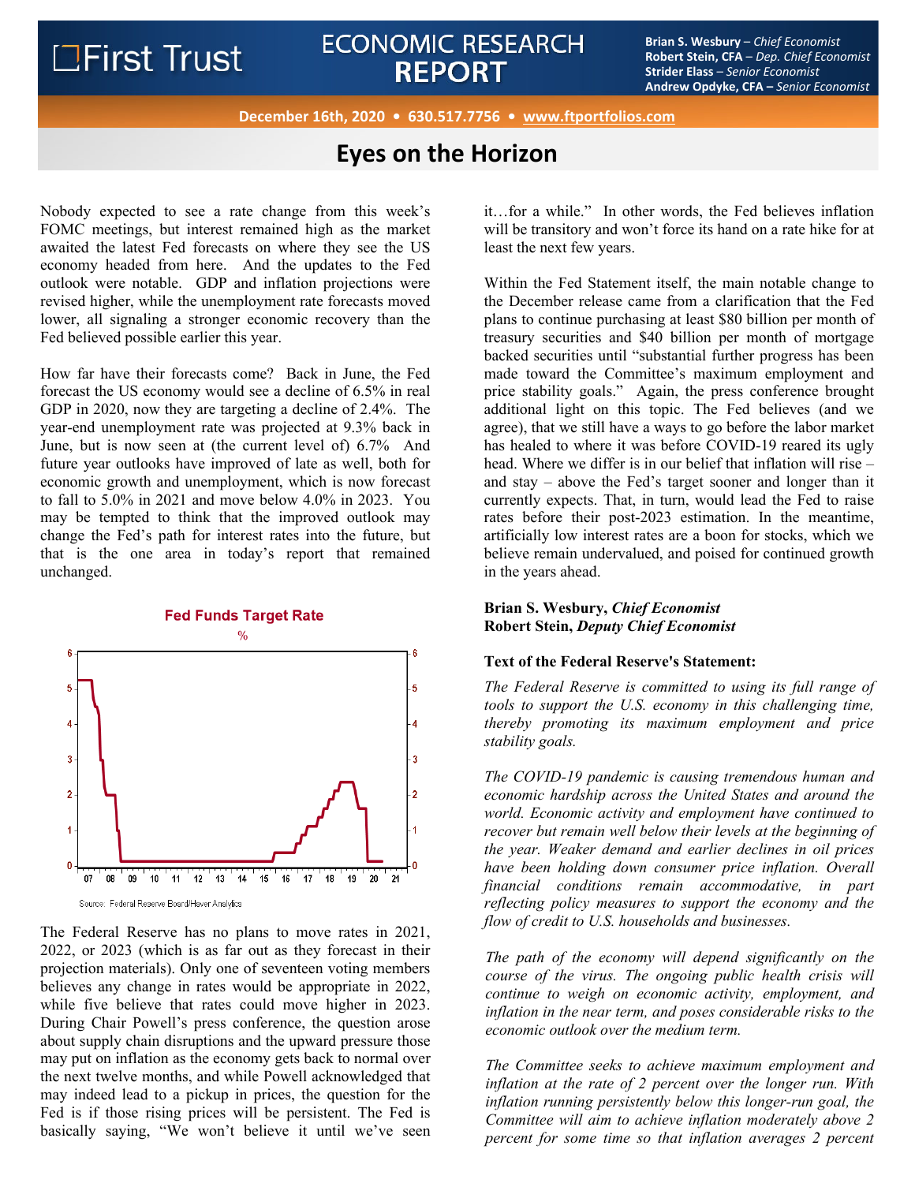# First Trust ECONOMIC RESEARCH REPORT

**Brian S. Wesbury** – *Chief Economist*
**Robert Stein, CFA** – *Dep. Chief Economist*
**Strider Elass** – *Senior Economist*
**Andrew Opdyke, CFA –** *Senior Economist*

**December 16th, 2020 • 630.517.7756 • www.ftportfolios.com**

## Eyes on the Horizon

Nobody expected to see a rate change from this week's FOMC meetings, but interest remained high as the market awaited the latest Fed forecasts on where they see the US economy headed from here. And the updates to the Fed outlook were notable. GDP and inflation projections were revised higher, while the unemployment rate forecasts moved lower, all signaling a stronger economic recovery than the Fed believed possible earlier this year.

How far have their forecasts come? Back in June, the Fed forecast the US economy would see a decline of 6.5% in real GDP in 2020, now they are targeting a decline of 2.4%. The year-end unemployment rate was projected at 9.3% back in June, but is now seen at (the current level of) 6.7% And future year outlooks have improved of late as well, both for economic growth and unemployment, which is now forecast to fall to 5.0% in 2021 and move below 4.0% in 2023. You may be tempted to think that the improved outlook may change the Fed's path for interest rates into the future, but that is the one area in today's report that remained unchanged.

**Fed Funds Target Rate**
%

Source: Federal Reserve Board/Haver Analytics

The Federal Reserve has no plans to move rates in 2021, 2022, or 2023 (which is as far out as they forecast in their projection materials). Only one of seventeen voting members believes any change in rates would be appropriate in 2022, while five believe that rates could move higher in 2023. During Chair Powell's press conference, the question arose about supply chain disruptions and the upward pressure those may put on inflation as the economy gets back to normal over the next twelve months, and while Powell acknowledged that may indeed lead to a pickup in prices, the question for the Fed is if those rising prices will be persistent. The Fed is basically saying, "We won't believe it until we've seen it…for a while." In other words, the Fed believes inflation will be transitory and won't force its hand on a rate hike for at least the next few years.

Within the Fed Statement itself, the main notable change to the December release came from a clarification that the Fed plans to continue purchasing at least $80 billion per month of treasury securities and $40 billion per month of mortgage backed securities until "substantial further progress has been made toward the Committee's maximum employment and price stability goals." Again, the press conference brought additional light on this topic. The Fed believes (and we agree), that we still have a ways to go before the labor market has healed to where it was before COVID-19 reared its ugly head. Where we differ is in our belief that inflation will rise – and stay – above the Fed's target sooner and longer than it currently expects. That, in turn, would lead the Fed to raise rates before their post-2023 estimation. In the meantime, artificially low interest rates are a boon for stocks, which we believe remain undervalued, and poised for continued growth in the years ahead.

**Brian S. Wesbury, *Chief Economist***
**Robert Stein, *Deputy Chief Economist***

**Text of the Federal Reserve's Statement:**

*The Federal Reserve is committed to using its full range of tools to support the U.S. economy in this challenging time, thereby promoting its maximum employment and price stability goals.*

*The COVID-19 pandemic is causing tremendous human and economic hardship across the United States and around the world. Economic activity and employment have continued to recover but remain well below their levels at the beginning of the year. Weaker demand and earlier declines in oil prices have been holding down consumer price inflation. Overall financial conditions remain accommodative, in part reflecting policy measures to support the economy and the flow of credit to U.S. households and businesses.*

*The path of the economy will depend significantly on the course of the virus. The ongoing public health crisis will continue to weigh on economic activity, employment, and inflation in the near term, and poses considerable risks to the economic outlook over the medium term.*

*The Committee seeks to achieve maximum employment and inflation at the rate of 2 percent over the longer run. With inflation running persistently below this longer-run goal, the Committee will aim to achieve inflation moderately above 2 percent for some time so that inflation averages 2 percent*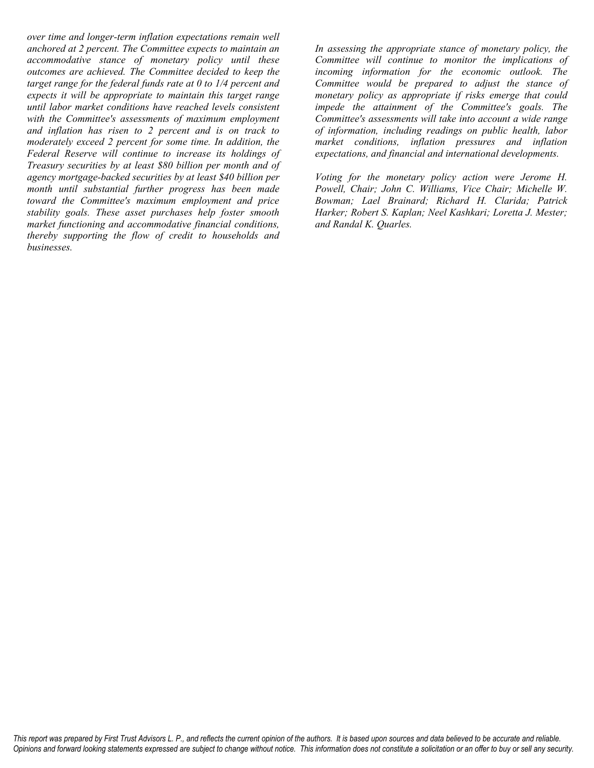*over time and longer-term inflation expectations remain well anchored at 2 percent. The Committee expects to maintain an accommodative stance of monetary policy until these outcomes are achieved. The Committee decided to keep the target range for the federal funds rate at 0 to 1/4 percent and expects it will be appropriate to maintain this target range until labor market conditions have reached levels consistent with the Committee's assessments of maximum employment and inflation has risen to 2 percent and is on track to moderately exceed 2 percent for some time. In addition, the Federal Reserve will continue to increase its holdings of Treasury securities by at least $80 billion per month and of agency mortgage-backed securities by at least $40 billion per month until substantial further progress has been made toward the Committee's maximum employment and price stability goals. These asset purchases help foster smooth market functioning and accommodative financial conditions, thereby supporting the flow of credit to households and businesses.*

*In assessing the appropriate stance of monetary policy, the Committee will continue to monitor the implications of incoming information for the economic outlook. The Committee would be prepared to adjust the stance of monetary policy as appropriate if risks emerge that could impede the attainment of the Committee's goals. The Committee's assessments will take into account a wide range of information, including readings on public health, labor market conditions, inflation pressures and inflation expectations, and financial and international developments.*

*Voting for the monetary policy action were Jerome H. Powell, Chair; John C. Williams, Vice Chair; Michelle W. Bowman; Lael Brainard; Richard H. Clarida; Patrick Harker; Robert S. Kaplan; Neel Kashkari; Loretta J. Mester; and Randal K. Quarles.*

*This report was prepared by First Trust Advisors L. P., and reflects the current opinion of the authors. It is based upon sources and data believed to be accurate and reliable. Opinions and forward looking statements expressed are subject to change without notice. This information does not constitute a solicitation or an offer to buy or sell any security.*